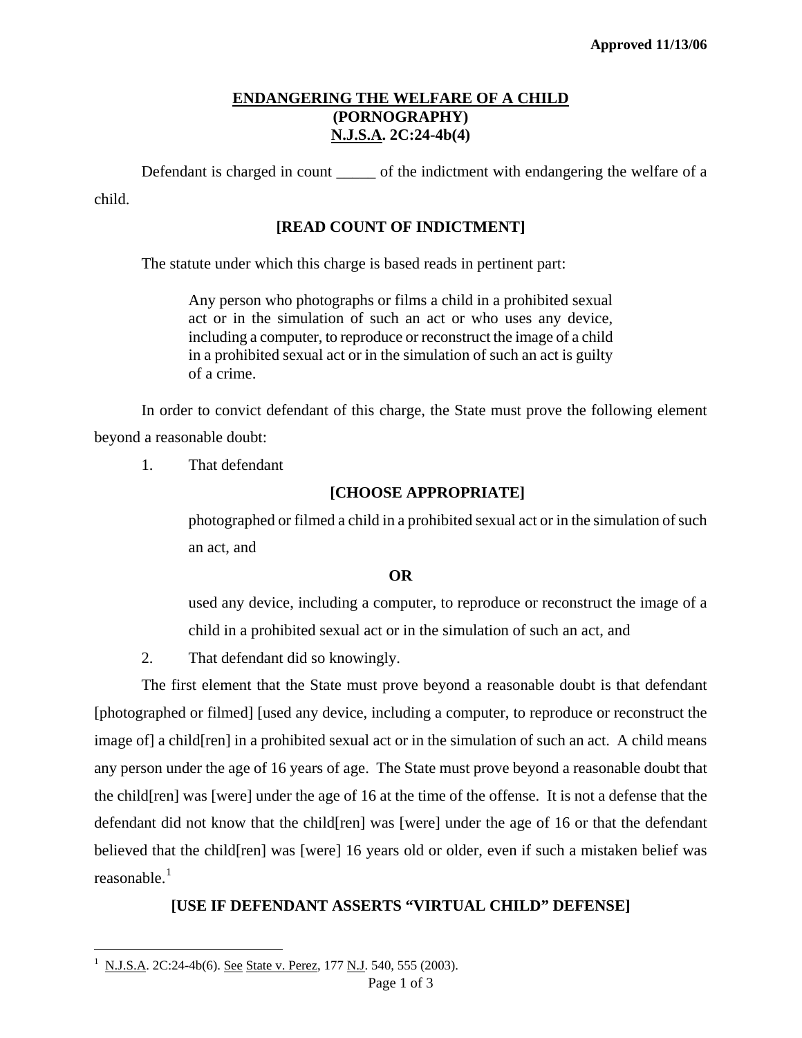Approved 11/13/06

# ENDANGERING THE WELFARE OF A CHILD (PORNOGRAPHY) N.J.S.A. 2C:24-4b(4)

Defendant is charged in count _____ of the indictment with endangering the welfare of a child.

**[READ COUNT OF INDICTMENT]**

The statute under which this charge is based reads in pertinent part:

> Any person who photographs or films a child in a prohibited sexual act or in the simulation of such an act or who uses any device, including a computer, to reproduce or reconstruct the image of a child in a prohibited sexual act or in the simulation of such an act is guilty of a crime.

In order to convict defendant of this charge, the State must prove the following element beyond a reasonable doubt:

1. That defendant

   **[CHOOSE APPROPRIATE]**

   photographed or filmed a child in a prohibited sexual act or in the simulation of such an act, and

   **OR**

   used any device, including a computer, to reproduce or reconstruct the image of a child in a prohibited sexual act or in the simulation of such an act, and

2. That defendant did so knowingly.

The first element that the State must prove beyond a reasonable doubt is that defendant [photographed or filmed] [used any device, including a computer, to reproduce or reconstruct the image of] a child[ren] in a prohibited sexual act or in the simulation of such an act. A child means any person under the age of 16 years of age. The State must prove beyond a reasonable doubt that the child[ren] was [were] under the age of 16 at the time of the offense. It is not a defense that the defendant did not know that the child[ren] was [were] under the age of 16 or that the defendant believed that the child[ren] was [were] 16 years old or older, even if such a mistaken belief was reasonable.[1]

**[USE IF DEFENDANT ASSERTS "VIRTUAL CHILD" DEFENSE]**

---

[1] N.J.S.A. 2C:24-4b(6). See State v. Perez, 177 N.J. 540, 555 (2003).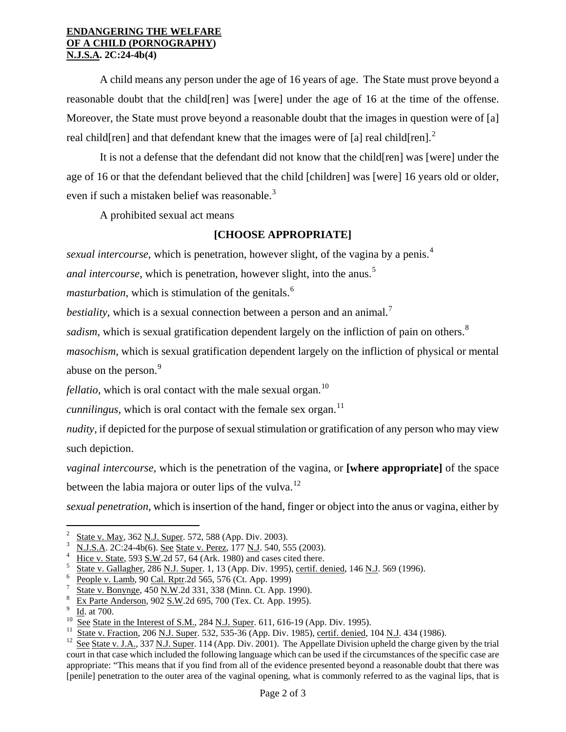**ENDANGERING THE WELFARE OF A CHILD (PORNOGRAPHY)**
**N.J.S.A. 2C:24-4b(4)**

A child means any person under the age of 16 years of age. The State must prove beyond a reasonable doubt that the child[ren] was [were] under the age of 16 at the time of the offense. Moreover, the State must prove beyond a reasonable doubt that the images in question were of [a] real child[ren] and that defendant knew that the images were of [a] real child[ren].[2]

It is not a defense that the defendant did not know that the child[ren] was [were] under the age of 16 or that the defendant believed that the child [children] was [were] 16 years old or older, even if such a mistaken belief was reasonable.[3]

A prohibited sexual act means

**[CHOOSE APPROPRIATE]**

*sexual intercourse*, which is penetration, however slight, of the vagina by a penis.[4]

*anal intercourse*, which is penetration, however slight, into the anus.[5]

*masturbation*, which is stimulation of the genitals.[6]

*bestiality*, which is a sexual connection between a person and an animal.[7]

*sadism*, which is sexual gratification dependent largely on the infliction of pain on others.[8]

*masochism*, which is sexual gratification dependent largely on the infliction of physical or mental abuse on the person.[9]

*fellatio*, which is oral contact with the male sexual organ.[10]

*cunnilingus*, which is oral contact with the female sex organ.[11]

*nudity*, if depicted for the purpose of sexual stimulation or gratification of any person who may view such depiction.

*vaginal intercourse*, which is the penetration of the vagina, or **[where appropriate]** of the space between the labia majora or outer lips of the vulva.[12]

*sexual penetration*, which is insertion of the hand, finger or object into the anus or vagina, either by

---

[2] State v. May, 362 N.J. Super. 572, 588 (App. Div. 2003).

[3] N.J.S.A. 2C:24-4b(6). See State v. Perez, 177 N.J. 540, 555 (2003).

[4] Hice v. State, 593 S.W.2d 57, 64 (Ark. 1980) and cases cited there.

[5] State v. Gallagher, 286 N.J. Super. 1, 13 (App. Div. 1995), certif. denied, 146 N.J. 569 (1996).

[6] People v. Lamb, 90 Cal. Rptr.2d 565, 576 (Ct. App. 1999)

[7] State v. Bonynge, 450 N.W.2d 331, 338 (Minn. Ct. App. 1990).

[8] Ex Parte Anderson, 902 S.W.2d 695, 700 (Tex. Ct. App. 1995).

[9] Id. at 700.

[10] See State in the Interest of S.M., 284 N.J. Super. 611, 616-19 (App. Div. 1995).

[11] State v. Fraction, 206 N.J. Super. 532, 535-36 (App. Div. 1985), certif. denied, 104 N.J. 434 (1986).

[12] See State v. J.A., 337 N.J. Super. 114 (App. Div. 2001). The Appellate Division upheld the charge given by the trial court in that case which included the following language which can be used if the circumstances of the specific case are appropriate: "This means that if you find from all of the evidence presented beyond a reasonable doubt that there was [penile] penetration to the outer area of the vaginal opening, what is commonly referred to as the vaginal lips, that is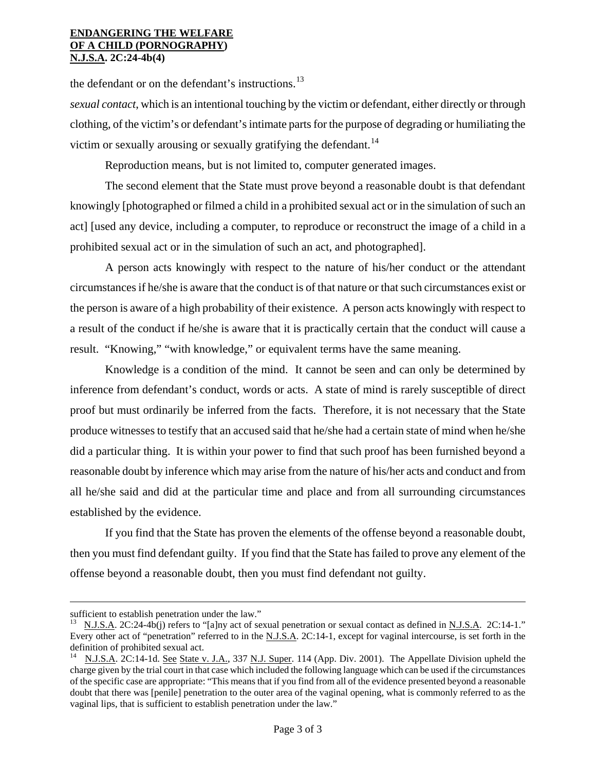the defendant or on the defendant's instructions.[13]

*sexual contact*, which is an intentional touching by the victim or defendant, either directly or through clothing, of the victim's or defendant's intimate parts for the purpose of degrading or humiliating the victim or sexually arousing or sexually gratifying the defendant.[14]

Reproduction means, but is not limited to, computer generated images.

The second element that the State must prove beyond a reasonable doubt is that defendant knowingly [photographed or filmed a child in a prohibited sexual act or in the simulation of such an act] [used any device, including a computer, to reproduce or reconstruct the image of a child in a prohibited sexual act or in the simulation of such an act, and photographed].

A person acts knowingly with respect to the nature of his/her conduct or the attendant circumstances if he/she is aware that the conduct is of that nature or that such circumstances exist or the person is aware of a high probability of their existence. A person acts knowingly with respect to a result of the conduct if he/she is aware that it is practically certain that the conduct will cause a result. "Knowing," "with knowledge," or equivalent terms have the same meaning.

Knowledge is a condition of the mind. It cannot be seen and can only be determined by inference from defendant's conduct, words or acts. A state of mind is rarely susceptible of direct proof but must ordinarily be inferred from the facts. Therefore, it is not necessary that the State produce witnesses to testify that an accused said that he/she had a certain state of mind when he/she did a particular thing. It is within your power to find that such proof has been furnished beyond a reasonable doubt by inference which may arise from the nature of his/her acts and conduct and from all he/she said and did at the particular time and place and from all surrounding circumstances established by the evidence.

If you find that the State has proven the elements of the offense beyond a reasonable doubt, then you must find defendant guilty. If you find that the State has failed to prove any element of the offense beyond a reasonable doubt, then you must find defendant not guilty.

---

sufficient to establish penetration under the law."

[13] N.J.S.A. 2C:24-4b(j) refers to "[a]ny act of sexual penetration or sexual contact as defined in N.J.S.A. 2C:14-1." Every other act of "penetration" referred to in the N.J.S.A. 2C:14-1, except for vaginal intercourse, is set forth in the definition of prohibited sexual act.

[14] N.J.S.A. 2C:14-1d. See State v. J.A., 337 N.J. Super. 114 (App. Div. 2001). The Appellate Division upheld the charge given by the trial court in that case which included the following language which can be used if the circumstances of the specific case are appropriate: "This means that if you find from all of the evidence presented beyond a reasonable doubt that there was [penile] penetration to the outer area of the vaginal opening, what is commonly referred to as the vaginal lips, that is sufficient to establish penetration under the law."